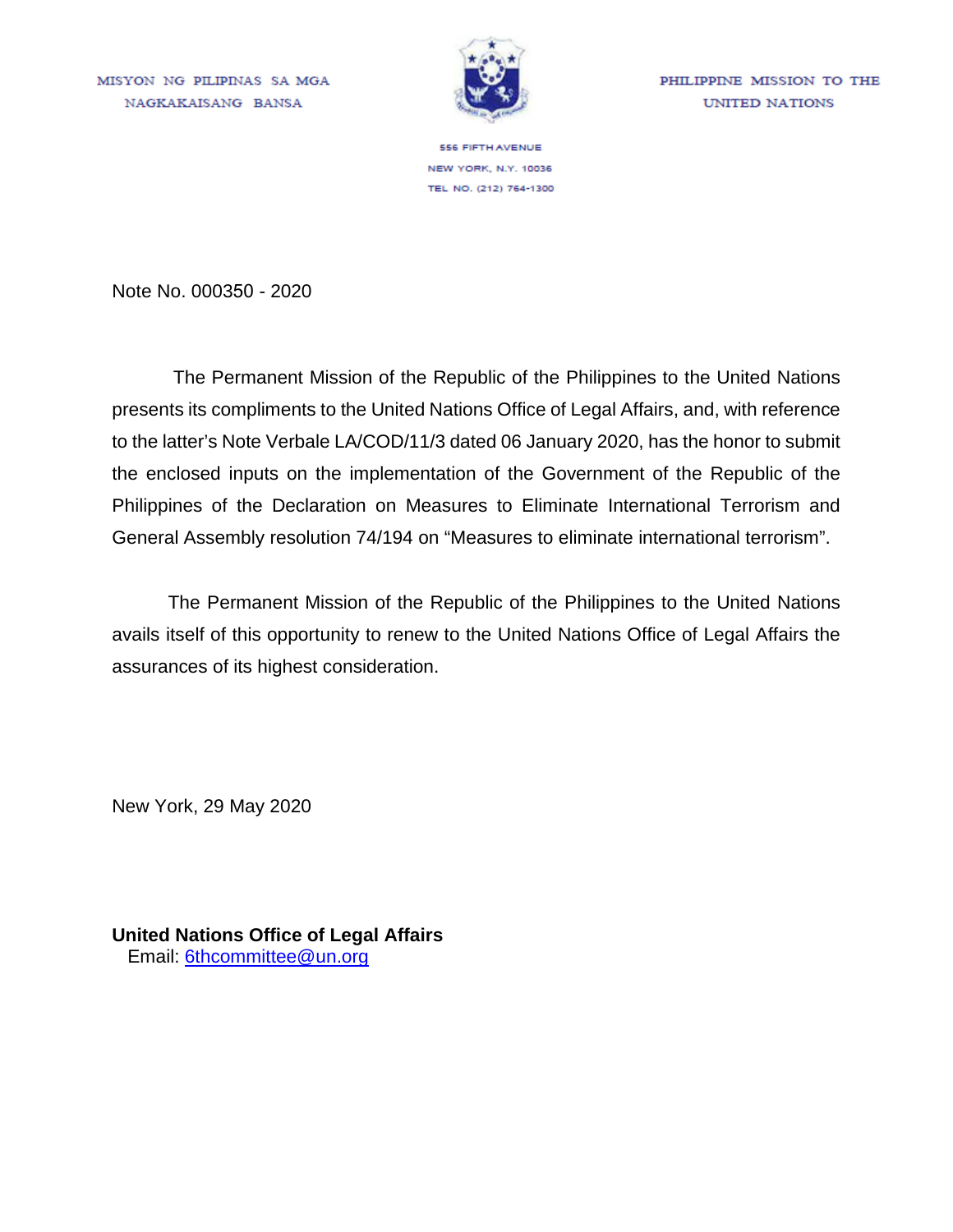MISYON NG PILIPINAS SA MGA NAGKAKAISANG BANSA

PHILIPPINE MISSION TO THE UNITED NATIONS

556 FIFTH AVENUE
NEW YORK, N.Y. 10036
TEL NO. (212) 764-1300

Note No. 000350 - 2020

The Permanent Mission of the Republic of the Philippines to the United Nations presents its compliments to the United Nations Office of Legal Affairs, and, with reference to the latter's Note Verbale LA/COD/11/3 dated 06 January 2020, has the honor to submit the enclosed inputs on the implementation of the Government of the Republic of the Philippines of the Declaration on Measures to Eliminate International Terrorism and General Assembly resolution 74/194 on "Measures to eliminate international terrorism".

The Permanent Mission of the Republic of the Philippines to the United Nations avails itself of this opportunity to renew to the United Nations Office of Legal Affairs the assurances of its highest consideration.

New York, 29 May 2020

**United Nations Office of Legal Affairs**
Email: 6thcommittee@un.org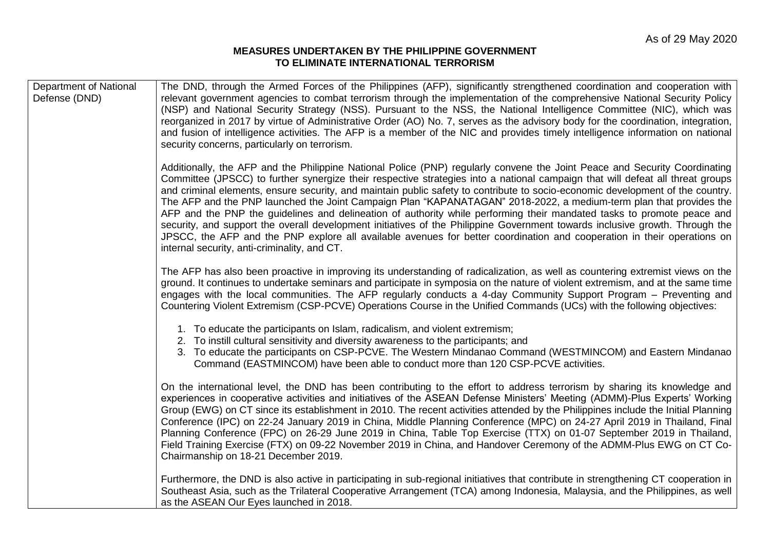As of 29 May 2020

**MEASURES UNDERTAKEN BY THE PHILIPPINE GOVERNMENT TO ELIMINATE INTERNATIONAL TERRORISM**

| | |
|---|---|
| Department of National Defense (DND) | The DND, through the Armed Forces of the Philippines (AFP), significantly strengthened coordination and cooperation with relevant government agencies to combat terrorism through the implementation of the comprehensive National Security Policy (NSP) and National Security Strategy (NSS). Pursuant to the NSS, the National Intelligence Committee (NIC), which was reorganized in 2017 by virtue of Administrative Order (AO) No. 7, serves as the advisory body for the coordination, integration, and fusion of intelligence activities. The AFP is a member of the NIC and provides timely intelligence information on national security concerns, particularly on terrorism.<br><br>Additionally, the AFP and the Philippine National Police (PNP) regularly convene the Joint Peace and Security Coordinating Committee (JPSCC) to further synergize their respective strategies into a national campaign that will defeat all threat groups and criminal elements, ensure security, and maintain public safety to contribute to socio-economic development of the country. The AFP and the PNP launched the Joint Campaign Plan "KAPANATAGAN" 2018-2022, a medium-term plan that provides the AFP and the PNP the guidelines and delineation of authority while performing their mandated tasks to promote peace and security, and support the overall development initiatives of the Philippine Government towards inclusive growth. Through the JPSCC, the AFP and the PNP explore all available avenues for better coordination and cooperation in their operations on internal security, anti-criminality, and CT.<br><br>The AFP has also been proactive in improving its understanding of radicalization, as well as countering extremist views on the ground. It continues to undertake seminars and participate in symposia on the nature of violent extremism, and at the same time engages with the local communities. The AFP regularly conducts a 4-day Community Support Program – Preventing and Countering Violent Extremism (CSP-PCVE) Operations Course in the Unified Commands (UCs) with the following objectives:<br><br>1. To educate the participants on Islam, radicalism, and violent extremism;<br>2. To instill cultural sensitivity and diversity awareness to the participants; and<br>3. To educate the participants on CSP-PCVE. The Western Mindanao Command (WESTMINCOM) and Eastern Mindanao Command (EASTMINCOM) have been able to conduct more than 120 CSP-PCVE activities.<br><br>On the international level, the DND has been contributing to the effort to address terrorism by sharing its knowledge and experiences in cooperative activities and initiatives of the ASEAN Defense Ministers' Meeting (ADMM)-Plus Experts' Working Group (EWG) on CT since its establishment in 2010. The recent activities attended by the Philippines include the Initial Planning Conference (IPC) on 22-24 January 2019 in China, Middle Planning Conference (MPC) on 24-27 April 2019 in Thailand, Final Planning Conference (FPC) on 26-29 June 2019 in China, Table Top Exercise (TTX) on 01-07 September 2019 in Thailand, Field Training Exercise (FTX) on 09-22 November 2019 in China, and Handover Ceremony of the ADMM-Plus EWG on CT Co-Chairmanship on 18-21 December 2019.<br><br>Furthermore, the DND is also active in participating in sub-regional initiatives that contribute in strengthening CT cooperation in Southeast Asia, such as the Trilateral Cooperative Arrangement (TCA) among Indonesia, Malaysia, and the Philippines, as well as the ASEAN Our Eyes launched in 2018. |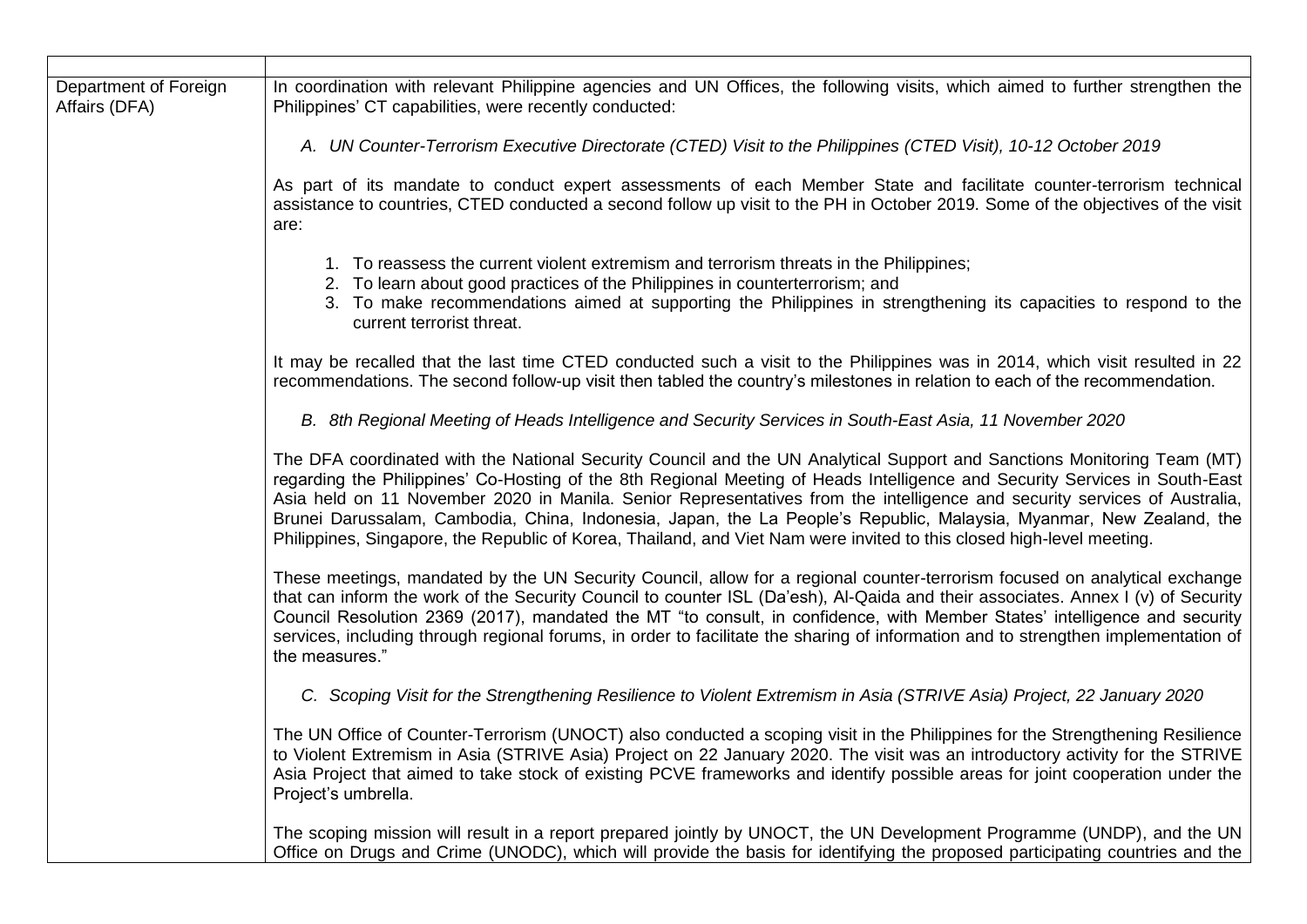| | |
|---|---|
| Department of Foreign Affairs (DFA) | In coordination with relevant Philippine agencies and UN Offices, the following visits, which aimed to further strengthen the Philippines' CT capabilities, were recently conducted:<br><br>*A. UN Counter-Terrorism Executive Directorate (CTED) Visit to the Philippines (CTED Visit), 10-12 October 2019*<br><br>As part of its mandate to conduct expert assessments of each Member State and facilitate counter-terrorism technical assistance to countries, CTED conducted a second follow up visit to the PH in October 2019. Some of the objectives of the visit are:<br><br>1. To reassess the current violent extremism and terrorism threats in the Philippines;<br>2. To learn about good practices of the Philippines in counterterrorism; and<br>3. To make recommendations aimed at supporting the Philippines in strengthening its capacities to respond to the current terrorist threat.<br><br>It may be recalled that the last time CTED conducted such a visit to the Philippines was in 2014, which visit resulted in 22 recommendations. The second follow-up visit then tabled the country's milestones in relation to each of the recommendation.<br><br>*B. 8th Regional Meeting of Heads Intelligence and Security Services in South-East Asia, 11 November 2020*<br><br>The DFA coordinated with the National Security Council and the UN Analytical Support and Sanctions Monitoring Team (MT) regarding the Philippines' Co-Hosting of the 8th Regional Meeting of Heads Intelligence and Security Services in South-East Asia held on 11 November 2020 in Manila. Senior Representatives from the intelligence and security services of Australia, Brunei Darussalam, Cambodia, China, Indonesia, Japan, the La People's Republic, Malaysia, Myanmar, New Zealand, the Philippines, Singapore, the Republic of Korea, Thailand, and Viet Nam were invited to this closed high-level meeting.<br><br>These meetings, mandated by the UN Security Council, allow for a regional counter-terrorism focused on analytical exchange that can inform the work of the Security Council to counter ISL (Da'esh), Al-Qaida and their associates. Annex I (v) of Security Council Resolution 2369 (2017), mandated the MT "to consult, in confidence, with Member States' intelligence and security services, including through regional forums, in order to facilitate the sharing of information and to strengthen implementation of the measures."<br><br>*C. Scoping Visit for the Strengthening Resilience to Violent Extremism in Asia (STRIVE Asia) Project, 22 January 2020*<br><br>The UN Office of Counter-Terrorism (UNOCT) also conducted a scoping visit in the Philippines for the Strengthening Resilience to Violent Extremism in Asia (STRIVE Asia) Project on 22 January 2020. The visit was an introductory activity for the STRIVE Asia Project that aimed to take stock of existing PCVE frameworks and identify possible areas for joint cooperation under the Project's umbrella.<br><br>The scoping mission will result in a report prepared jointly by UNOCT, the UN Development Programme (UNDP), and the UN Office on Drugs and Crime (UNODC), which will provide the basis for identifying the proposed participating countries and the |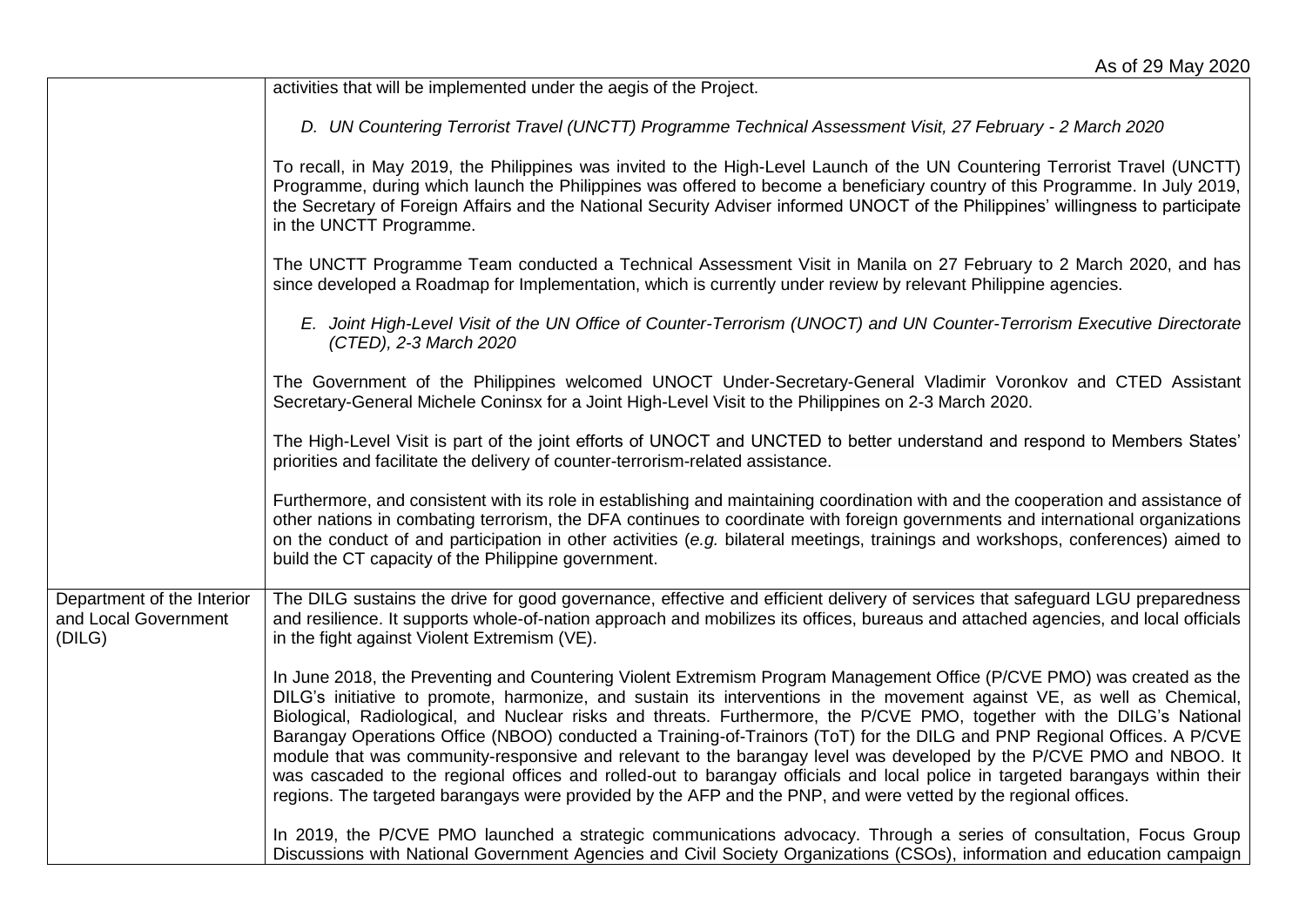| | |
|---|---|
| | activities that will be implemented under the aegis of the Project.<br><br>*D. UN Countering Terrorist Travel (UNCTT) Programme Technical Assessment Visit, 27 February - 2 March 2020*<br><br>To recall, in May 2019, the Philippines was invited to the High-Level Launch of the UN Countering Terrorist Travel (UNCTT) Programme, during which launch the Philippines was offered to become a beneficiary country of this Programme. In July 2019, the Secretary of Foreign Affairs and the National Security Adviser informed UNOCT of the Philippines' willingness to participate in the UNCTT Programme.<br><br>The UNCTT Programme Team conducted a Technical Assessment Visit in Manila on 27 February to 2 March 2020, and has since developed a Roadmap for Implementation, which is currently under review by relevant Philippine agencies.<br><br>*E. Joint High-Level Visit of the UN Office of Counter-Terrorism (UNOCT) and UN Counter-Terrorism Executive Directorate (CTED), 2-3 March 2020*<br><br>The Government of the Philippines welcomed UNOCT Under-Secretary-General Vladimir Voronkov and CTED Assistant Secretary-General Michele Coninsx for a Joint High-Level Visit to the Philippines on 2-3 March 2020.<br><br>The High-Level Visit is part of the joint efforts of UNOCT and UNCTED to better understand and respond to Members States' priorities and facilitate the delivery of counter-terrorism-related assistance.<br><br>Furthermore, and consistent with its role in establishing and maintaining coordination with and the cooperation and assistance of other nations in combating terrorism, the DFA continues to coordinate with foreign governments and international organizations on the conduct of and participation in other activities (*e.g.* bilateral meetings, trainings and workshops, conferences) aimed to build the CT capacity of the Philippine government. |
| Department of the Interior and Local Government (DILG) | The DILG sustains the drive for good governance, effective and efficient delivery of services that safeguard LGU preparedness and resilience. It supports whole-of-nation approach and mobilizes its offices, bureaus and attached agencies, and local officials in the fight against Violent Extremism (VE).<br><br>In June 2018, the Preventing and Countering Violent Extremism Program Management Office (P/CVE PMO) was created as the DILG's initiative to promote, harmonize, and sustain its interventions in the movement against VE, as well as Chemical, Biological, Radiological, and Nuclear risks and threats. Furthermore, the P/CVE PMO, together with the DILG's National Barangay Operations Office (NBOO) conducted a Training-of-Trainors (ToT) for the DILG and PNP Regional Offices. A P/CVE module that was community-responsive and relevant to the barangay level was developed by the P/CVE PMO and NBOO. It was cascaded to the regional offices and rolled-out to barangay officials and local police in targeted barangays within their regions. The targeted barangays were provided by the AFP and the PNP, and were vetted by the regional offices.<br><br>In 2019, the P/CVE PMO launched a strategic communications advocacy. Through a series of consultation, Focus Group Discussions with National Government Agencies and Civil Society Organizations (CSOs), information and education campaign |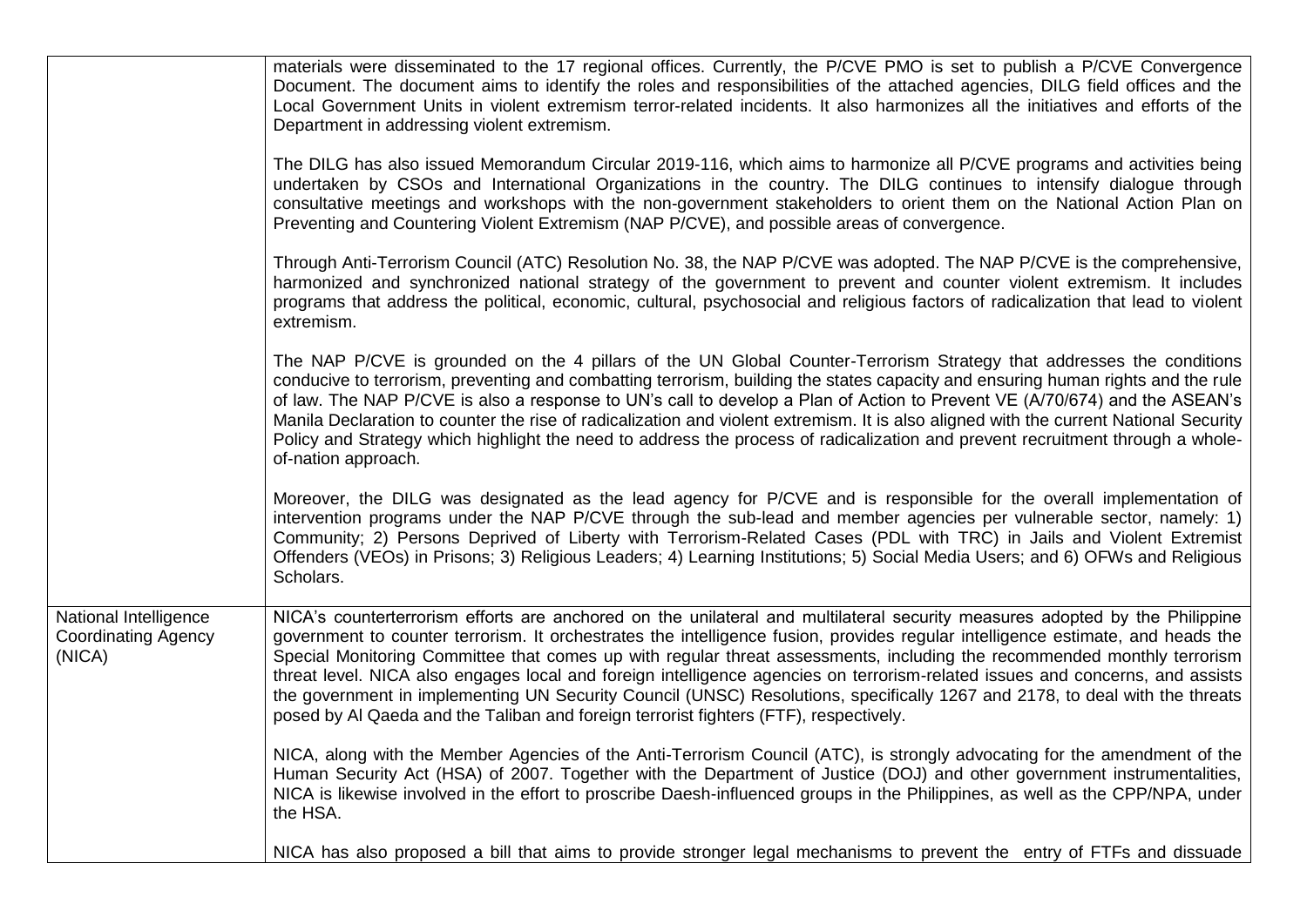| | |
|---|---|
| | materials were disseminated to the 17 regional offices. Currently, the P/CVE PMO is set to publish a P/CVE Convergence Document. The document aims to identify the roles and responsibilities of the attached agencies, DILG field offices and the Local Government Units in violent extremism terror-related incidents. It also harmonizes all the initiatives and efforts of the Department in addressing violent extremism.<br><br>The DILG has also issued Memorandum Circular 2019-116, which aims to harmonize all P/CVE programs and activities being undertaken by CSOs and International Organizations in the country. The DILG continues to intensify dialogue through consultative meetings and workshops with the non-government stakeholders to orient them on the National Action Plan on Preventing and Countering Violent Extremism (NAP P/CVE), and possible areas of convergence.<br><br>Through Anti-Terrorism Council (ATC) Resolution No. 38, the NAP P/CVE was adopted. The NAP P/CVE is the comprehensive, harmonized and synchronized national strategy of the government to prevent and counter violent extremism. It includes programs that address the political, economic, cultural, psychosocial and religious factors of radicalization that lead to violent extremism.<br><br>The NAP P/CVE is grounded on the 4 pillars of the UN Global Counter-Terrorism Strategy that addresses the conditions conducive to terrorism, preventing and combatting terrorism, building the states capacity and ensuring human rights and the rule of law. The NAP P/CVE is also a response to UN's call to develop a Plan of Action to Prevent VE (A/70/674) and the ASEAN's Manila Declaration to counter the rise of radicalization and violent extremism. It is also aligned with the current National Security Policy and Strategy which highlight the need to address the process of radicalization and prevent recruitment through a whole-of-nation approach.<br><br>Moreover, the DILG was designated as the lead agency for P/CVE and is responsible for the overall implementation of intervention programs under the NAP P/CVE through the sub-lead and member agencies per vulnerable sector, namely: 1) Community; 2) Persons Deprived of Liberty with Terrorism-Related Cases (PDL with TRC) in Jails and Violent Extremist Offenders (VEOs) in Prisons; 3) Religious Leaders; 4) Learning Institutions; 5) Social Media Users; and 6) OFWs and Religious Scholars. |
| National Intelligence Coordinating Agency (NICA) | NICA's counterterrorism efforts are anchored on the unilateral and multilateral security measures adopted by the Philippine government to counter terrorism. It orchestrates the intelligence fusion, provides regular intelligence estimate, and heads the Special Monitoring Committee that comes up with regular threat assessments, including the recommended monthly terrorism threat level. NICA also engages local and foreign intelligence agencies on terrorism-related issues and concerns, and assists the government in implementing UN Security Council (UNSC) Resolutions, specifically 1267 and 2178, to deal with the threats posed by Al Qaeda and the Taliban and foreign terrorist fighters (FTF), respectively.<br><br>NICA, along with the Member Agencies of the Anti-Terrorism Council (ATC), is strongly advocating for the amendment of the Human Security Act (HSA) of 2007. Together with the Department of Justice (DOJ) and other government instrumentalities, NICA is likewise involved in the effort to proscribe Daesh-influenced groups in the Philippines, as well as the CPP/NPA, under the HSA.<br><br>NICA has also proposed a bill that aims to provide stronger legal mechanisms to prevent the entry of FTFs and dissuade |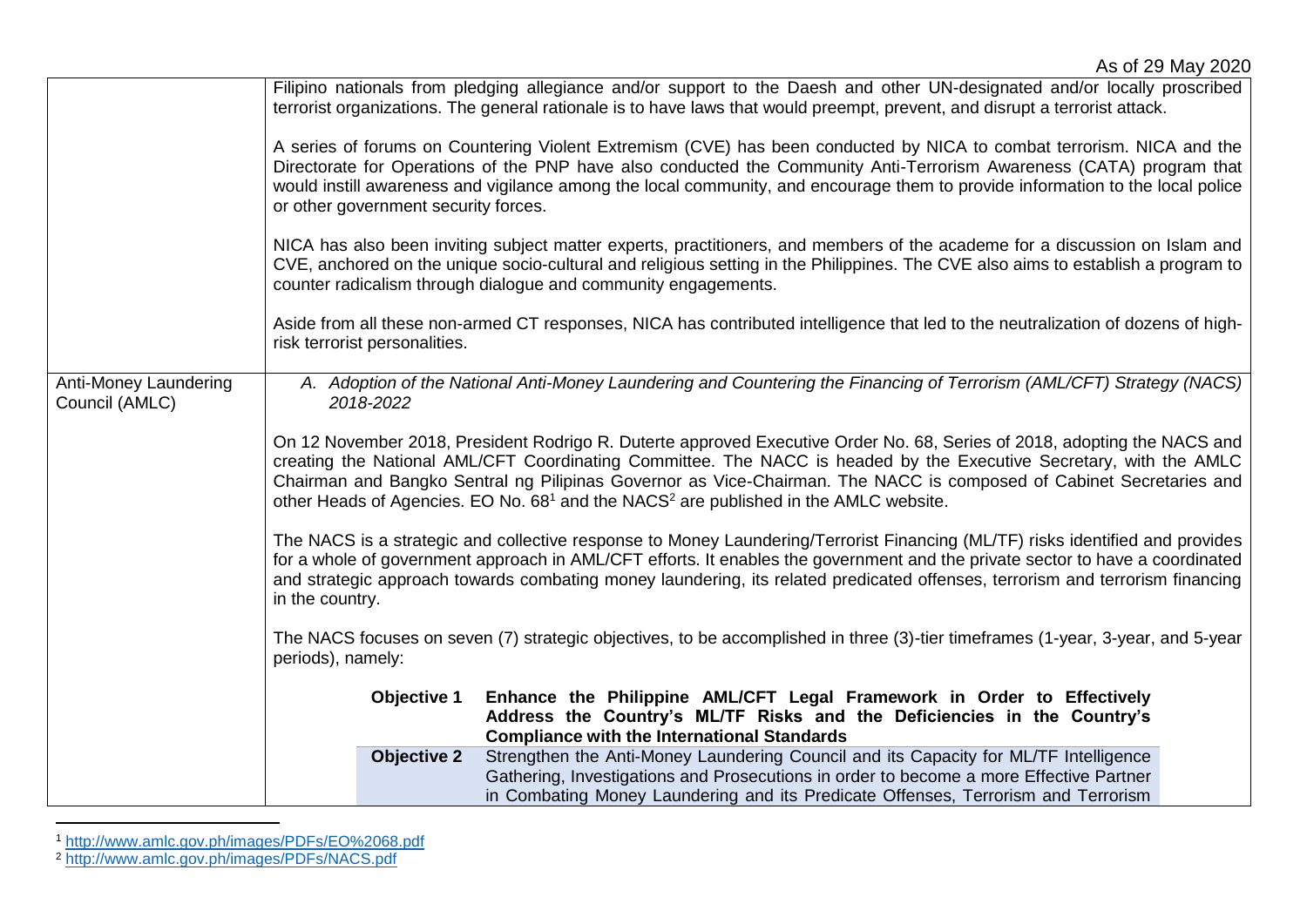As of 29 May 2020

| | |
|---|---|
| | Filipino nationals from pledging allegiance and/or support to the Daesh and other UN-designated and/or locally proscribed terrorist organizations. The general rationale is to have laws that would preempt, prevent, and disrupt a terrorist attack.<br><br>A series of forums on Countering Violent Extremism (CVE) has been conducted by NICA to combat terrorism. NICA and the Directorate for Operations of the PNP have also conducted the Community Anti-Terrorism Awareness (CATA) program that would instill awareness and vigilance among the local community, and encourage them to provide information to the local police or other government security forces.<br><br>NICA has also been inviting subject matter experts, practitioners, and members of the academe for a discussion on Islam and CVE, anchored on the unique socio-cultural and religious setting in the Philippines. The CVE also aims to establish a program to counter radicalism through dialogue and community engagements.<br><br>Aside from all these non-armed CT responses, NICA has contributed intelligence that led to the neutralization of dozens of high-risk terrorist personalities. |
| Anti-Money Laundering Council (AMLC) | *A. Adoption of the National Anti-Money Laundering and Countering the Financing of Terrorism (AML/CFT) Strategy (NACS) 2018-2022*<br><br>On 12 November 2018, President Rodrigo R. Duterte approved Executive Order No. 68, Series of 2018, adopting the NACS and creating the National AML/CFT Coordinating Committee. The NACC is headed by the Executive Secretary, with the AMLC Chairman and Bangko Sentral ng Pilipinas Governor as Vice-Chairman. The NACC is composed of Cabinet Secretaries and other Heads of Agencies. EO No. 68[1] and the NACS[2] are published in the AMLC website.<br><br>The NACS is a strategic and collective response to Money Laundering/Terrorist Financing (ML/TF) risks identified and provides for a whole of government approach in AML/CFT efforts. It enables the government and the private sector to have a coordinated and strategic approach towards combating money laundering, its related predicated offenses, terrorism and terrorism financing in the country.<br><br>The NACS focuses on seven (7) strategic objectives, to be accomplished in three (3)-tier timeframes (1-year, 3-year, and 5-year periods), namely:<br><br>**Objective 1** **Enhance the Philippine AML/CFT Legal Framework in Order to Effectively Address the Country's ML/TF Risks and the Deficiencies in the Country's Compliance with the International Standards**<br>**Objective 2** Strengthen the Anti-Money Laundering Council and its Capacity for ML/TF Intelligence Gathering, Investigations and Prosecutions in order to become a more Effective Partner in Combating Money Laundering and its Predicate Offenses, Terrorism and Terrorism |

[1] http://www.amlc.gov.ph/images/PDFs/EO%2068.pdf

[2] http://www.amlc.gov.ph/images/PDFs/NACS.pdf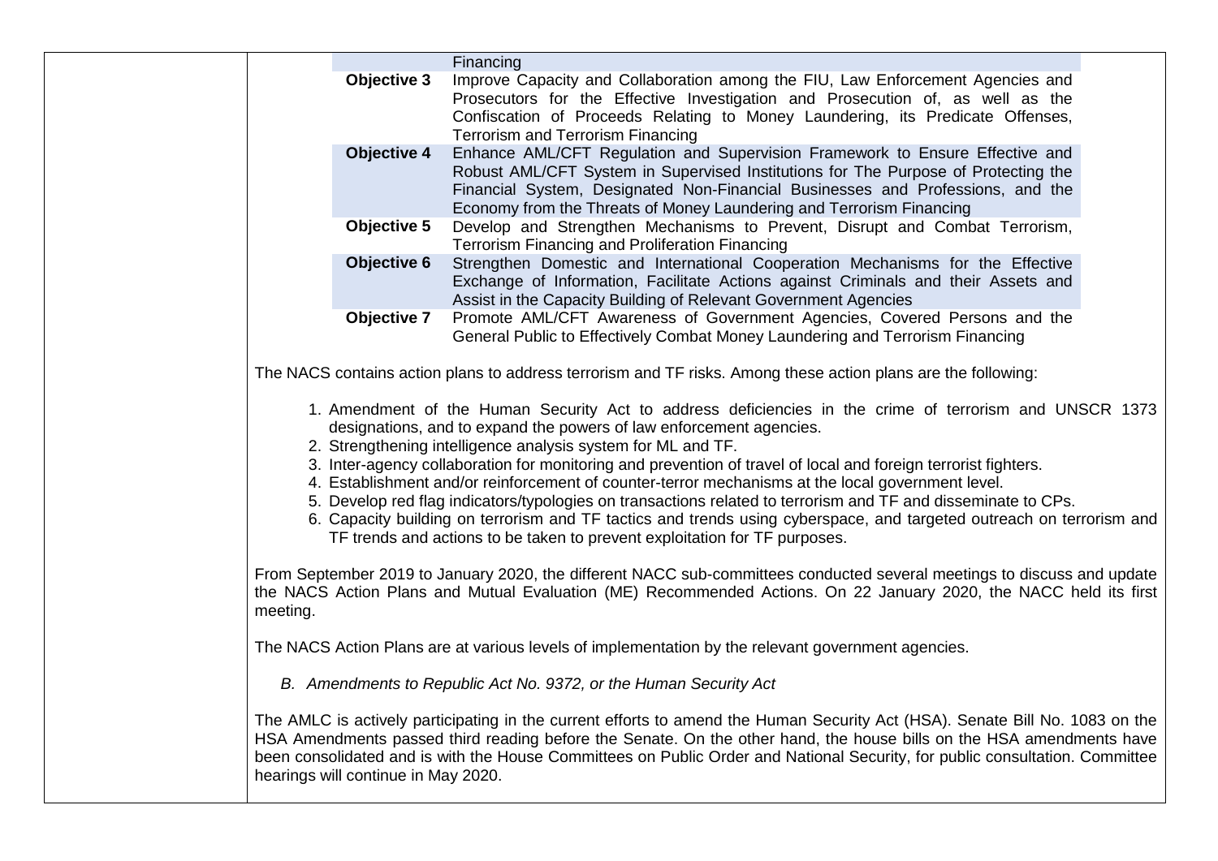| | | |
|---|---|---|
| | | Financing |
| | **Objective 3** | Improve Capacity and Collaboration among the FIU, Law Enforcement Agencies and Prosecutors for the Effective Investigation and Prosecution of, as well as the Confiscation of Proceeds Relating to Money Laundering, its Predicate Offenses, Terrorism and Terrorism Financing |
| | **Objective 4** | Enhance AML/CFT Regulation and Supervision Framework to Ensure Effective and Robust AML/CFT System in Supervised Institutions for The Purpose of Protecting the Financial System, Designated Non-Financial Businesses and Professions, and the Economy from the Threats of Money Laundering and Terrorism Financing |
| | **Objective 5** | Develop and Strengthen Mechanisms to Prevent, Disrupt and Combat Terrorism, Terrorism Financing and Proliferation Financing |
| | **Objective 6** | Strengthen Domestic and International Cooperation Mechanisms for the Effective Exchange of Information, Facilitate Actions against Criminals and their Assets and Assist in the Capacity Building of Relevant Government Agencies |
| | **Objective 7** | Promote AML/CFT Awareness of Government Agencies, Covered Persons and the General Public to Effectively Combat Money Laundering and Terrorism Financing |

The NACS contains action plans to address terrorism and TF risks. Among these action plans are the following:

1. Amendment of the Human Security Act to address deficiencies in the crime of terrorism and UNSCR 1373 designations, and to expand the powers of law enforcement agencies.
2. Strengthening intelligence analysis system for ML and TF.
3. Inter-agency collaboration for monitoring and prevention of travel of local and foreign terrorist fighters.
4. Establishment and/or reinforcement of counter-terror mechanisms at the local government level.
5. Develop red flag indicators/typologies on transactions related to terrorism and TF and disseminate to CPs.
6. Capacity building on terrorism and TF tactics and trends using cyberspace, and targeted outreach on terrorism and TF trends and actions to be taken to prevent exploitation for TF purposes.

From September 2019 to January 2020, the different NACC sub-committees conducted several meetings to discuss and update the NACS Action Plans and Mutual Evaluation (ME) Recommended Actions. On 22 January 2020, the NACC held its first meeting.

The NACS Action Plans are at various levels of implementation by the relevant government agencies.

*B. Amendments to Republic Act No. 9372, or the Human Security Act*

The AMLC is actively participating in the current efforts to amend the Human Security Act (HSA). Senate Bill No. 1083 on the HSA Amendments passed third reading before the Senate. On the other hand, the house bills on the HSA amendments have been consolidated and is with the House Committees on Public Order and National Security, for public consultation. Committee hearings will continue in May 2020.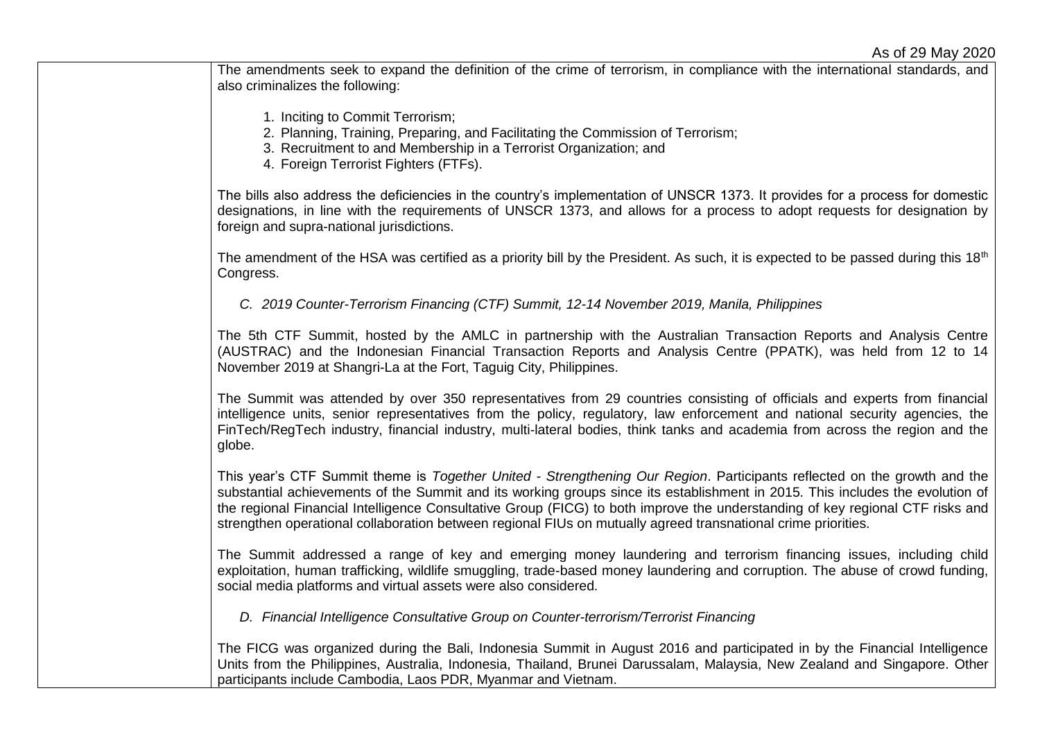| | |
|---|---|
| | The amendments seek to expand the definition of the crime of terrorism, in compliance with the international standards, and also criminalizes the following:<br><br>1. Inciting to Commit Terrorism;<br>2. Planning, Training, Preparing, and Facilitating the Commission of Terrorism;<br>3. Recruitment to and Membership in a Terrorist Organization; and<br>4. Foreign Terrorist Fighters (FTFs).<br><br>The bills also address the deficiencies in the country's implementation of UNSCR 1373. It provides for a process for domestic designations, in line with the requirements of UNSCR 1373, and allows for a process to adopt requests for designation by foreign and supra-national jurisdictions.<br><br>The amendment of the HSA was certified as a priority bill by the President. As such, it is expected to be passed during this 18th Congress.<br><br>*C. 2019 Counter-Terrorism Financing (CTF) Summit, 12-14 November 2019, Manila, Philippines*<br><br>The 5th CTF Summit, hosted by the AMLC in partnership with the Australian Transaction Reports and Analysis Centre (AUSTRAC) and the Indonesian Financial Transaction Reports and Analysis Centre (PPATK), was held from 12 to 14 November 2019 at Shangri-La at the Fort, Taguig City, Philippines.<br><br>The Summit was attended by over 350 representatives from 29 countries consisting of officials and experts from financial intelligence units, senior representatives from the policy, regulatory, law enforcement and national security agencies, the FinTech/RegTech industry, financial industry, multi-lateral bodies, think tanks and academia from across the region and the globe.<br><br>This year's CTF Summit theme is *Together United - Strengthening Our Region*. Participants reflected on the growth and the substantial achievements of the Summit and its working groups since its establishment in 2015. This includes the evolution of the regional Financial Intelligence Consultative Group (FICG) to both improve the understanding of key regional CTF risks and strengthen operational collaboration between regional FIUs on mutually agreed transnational crime priorities.<br><br>The Summit addressed a range of key and emerging money laundering and terrorism financing issues, including child exploitation, human trafficking, wildlife smuggling, trade-based money laundering and corruption. The abuse of crowd funding, social media platforms and virtual assets were also considered.<br><br>*D. Financial Intelligence Consultative Group on Counter-terrorism/Terrorist Financing*<br><br>The FICG was organized during the Bali, Indonesia Summit in August 2016 and participated in by the Financial Intelligence Units from the Philippines, Australia, Indonesia, Thailand, Brunei Darussalam, Malaysia, New Zealand and Singapore. Other participants include Cambodia, Laos PDR, Myanmar and Vietnam. |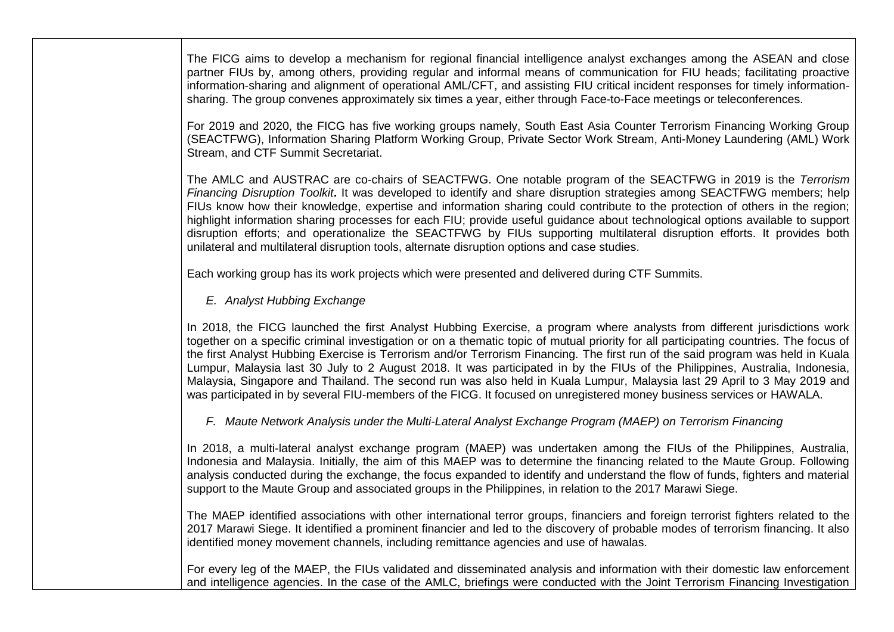The FICG aims to develop a mechanism for regional financial intelligence analyst exchanges among the ASEAN and close partner FIUs by, among others, providing regular and informal means of communication for FIU heads; facilitating proactive information-sharing and alignment of operational AML/CFT, and assisting FIU critical incident responses for timely information-sharing. The group convenes approximately six times a year, either through Face-to-Face meetings or teleconferences.

For 2019 and 2020, the FICG has five working groups namely, South East Asia Counter Terrorism Financing Working Group (SEACTFWG), Information Sharing Platform Working Group, Private Sector Work Stream, Anti-Money Laundering (AML) Work Stream, and CTF Summit Secretariat.

The AMLC and AUSTRAC are co-chairs of SEACTFWG. One notable program of the SEACTFWG in 2019 is the *Terrorism Financing Disruption Toolkit***.** It was developed to identify and share disruption strategies among SEACTFWG members; help FIUs know how their knowledge, expertise and information sharing could contribute to the protection of others in the region; highlight information sharing processes for each FIU; provide useful guidance about technological options available to support disruption efforts; and operationalize the SEACTFWG by FIUs supporting multilateral disruption efforts. It provides both unilateral and multilateral disruption tools, alternate disruption options and case studies.

Each working group has its work projects which were presented and delivered during CTF Summits.

*E. Analyst Hubbing Exchange*

In 2018, the FICG launched the first Analyst Hubbing Exercise, a program where analysts from different jurisdictions work together on a specific criminal investigation or on a thematic topic of mutual priority for all participating countries. The focus of the first Analyst Hubbing Exercise is Terrorism and/or Terrorism Financing. The first run of the said program was held in Kuala Lumpur, Malaysia last 30 July to 2 August 2018. It was participated in by the FIUs of the Philippines, Australia, Indonesia, Malaysia, Singapore and Thailand. The second run was also held in Kuala Lumpur, Malaysia last 29 April to 3 May 2019 and was participated in by several FIU-members of the FICG. It focused on unregistered money business services or HAWALA.

*F. Maute Network Analysis under the Multi-Lateral Analyst Exchange Program (MAEP) on Terrorism Financing*

In 2018, a multi-lateral analyst exchange program (MAEP) was undertaken among the FIUs of the Philippines, Australia, Indonesia and Malaysia. Initially, the aim of this MAEP was to determine the financing related to the Maute Group. Following analysis conducted during the exchange, the focus expanded to identify and understand the flow of funds, fighters and material support to the Maute Group and associated groups in the Philippines, in relation to the 2017 Marawi Siege.

The MAEP identified associations with other international terror groups, financiers and foreign terrorist fighters related to the 2017 Marawi Siege. It identified a prominent financier and led to the discovery of probable modes of terrorism financing. It also identified money movement channels, including remittance agencies and use of hawalas.

For every leg of the MAEP, the FIUs validated and disseminated analysis and information with their domestic law enforcement and intelligence agencies. In the case of the AMLC, briefings were conducted with the Joint Terrorism Financing Investigation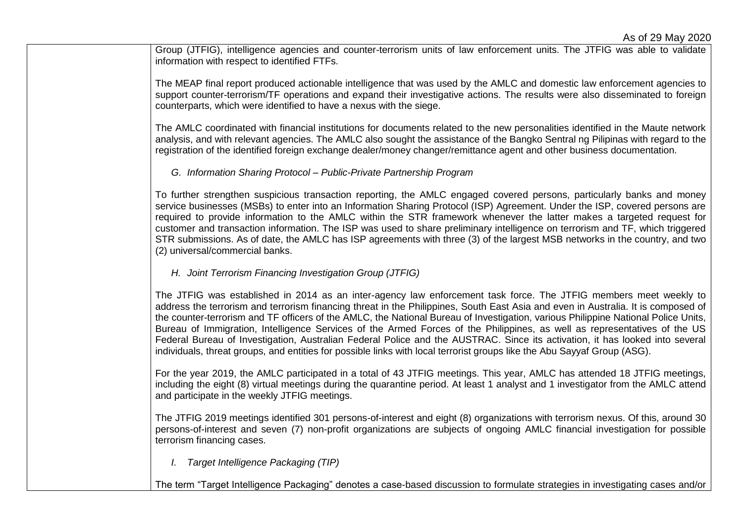Group (JTFIG), intelligence agencies and counter-terrorism units of law enforcement units. The JTFIG was able to validate information with respect to identified FTFs.

The MEAP final report produced actionable intelligence that was used by the AMLC and domestic law enforcement agencies to support counter-terrorism/TF operations and expand their investigative actions. The results were also disseminated to foreign counterparts, which were identified to have a nexus with the siege.

The AMLC coordinated with financial institutions for documents related to the new personalities identified in the Maute network analysis, and with relevant agencies. The AMLC also sought the assistance of the Bangko Sentral ng Pilipinas with regard to the registration of the identified foreign exchange dealer/money changer/remittance agent and other business documentation.

*G. Information Sharing Protocol – Public-Private Partnership Program*

To further strengthen suspicious transaction reporting, the AMLC engaged covered persons, particularly banks and money service businesses (MSBs) to enter into an Information Sharing Protocol (ISP) Agreement. Under the ISP, covered persons are required to provide information to the AMLC within the STR framework whenever the latter makes a targeted request for customer and transaction information. The ISP was used to share preliminary intelligence on terrorism and TF, which triggered STR submissions. As of date, the AMLC has ISP agreements with three (3) of the largest MSB networks in the country, and two (2) universal/commercial banks.

*H. Joint Terrorism Financing Investigation Group (JTFIG)*

The JTFIG was established in 2014 as an inter-agency law enforcement task force. The JTFIG members meet weekly to address the terrorism and terrorism financing threat in the Philippines, South East Asia and even in Australia. It is composed of the counter-terrorism and TF officers of the AMLC, the National Bureau of Investigation, various Philippine National Police Units, Bureau of Immigration, Intelligence Services of the Armed Forces of the Philippines, as well as representatives of the US Federal Bureau of Investigation, Australian Federal Police and the AUSTRAC. Since its activation, it has looked into several individuals, threat groups, and entities for possible links with local terrorist groups like the Abu Sayyaf Group (ASG).

For the year 2019, the AMLC participated in a total of 43 JTFIG meetings. This year, AMLC has attended 18 JTFIG meetings, including the eight (8) virtual meetings during the quarantine period. At least 1 analyst and 1 investigator from the AMLC attend and participate in the weekly JTFIG meetings.

The JTFIG 2019 meetings identified 301 persons-of-interest and eight (8) organizations with terrorism nexus. Of this, around 30 persons-of-interest and seven (7) non-profit organizations are subjects of ongoing AMLC financial investigation for possible terrorism financing cases.

*I. Target Intelligence Packaging (TIP)*

The term "Target Intelligence Packaging" denotes a case-based discussion to formulate strategies in investigating cases and/or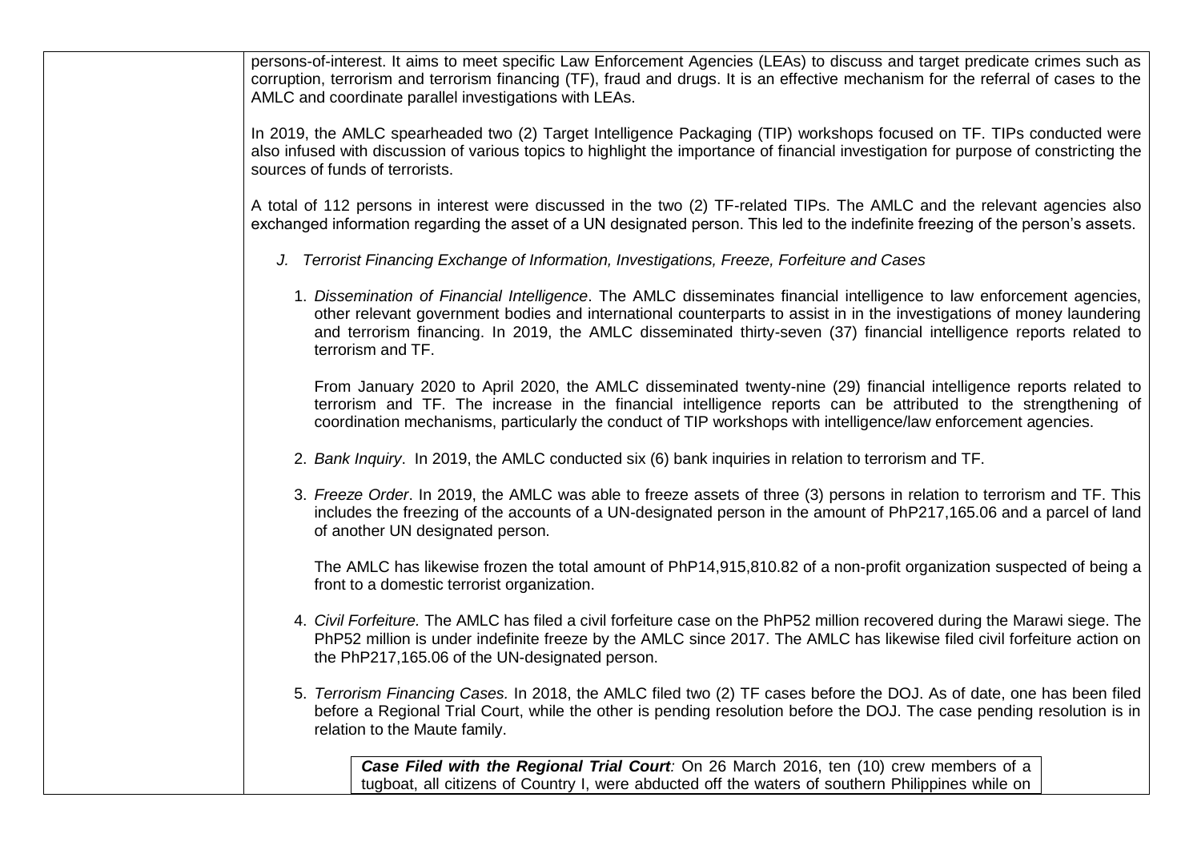persons-of-interest. It aims to meet specific Law Enforcement Agencies (LEAs) to discuss and target predicate crimes such as corruption, terrorism and terrorism financing (TF), fraud and drugs. It is an effective mechanism for the referral of cases to the AMLC and coordinate parallel investigations with LEAs.

In 2019, the AMLC spearheaded two (2) Target Intelligence Packaging (TIP) workshops focused on TF. TIPs conducted were also infused with discussion of various topics to highlight the importance of financial investigation for purpose of constricting the sources of funds of terrorists.

A total of 112 persons in interest were discussed in the two (2) TF-related TIPs. The AMLC and the relevant agencies also exchanged information regarding the asset of a UN designated person. This led to the indefinite freezing of the person's assets.

J. *Terrorist Financing Exchange of Information, Investigations, Freeze, Forfeiture and Cases*

1. *Dissemination of Financial Intelligence*. The AMLC disseminates financial intelligence to law enforcement agencies, other relevant government bodies and international counterparts to assist in in the investigations of money laundering and terrorism financing. In 2019, the AMLC disseminated thirty-seven (37) financial intelligence reports related to terrorism and TF.

   From January 2020 to April 2020, the AMLC disseminated twenty-nine (29) financial intelligence reports related to terrorism and TF. The increase in the financial intelligence reports can be attributed to the strengthening of coordination mechanisms, particularly the conduct of TIP workshops with intelligence/law enforcement agencies.

2. *Bank Inquiry*. In 2019, the AMLC conducted six (6) bank inquiries in relation to terrorism and TF.

3. *Freeze Order*. In 2019, the AMLC was able to freeze assets of three (3) persons in relation to terrorism and TF. This includes the freezing of the accounts of a UN-designated person in the amount of PhP217,165.06 and a parcel of land of another UN designated person.

   The AMLC has likewise frozen the total amount of PhP14,915,810.82 of a non-profit organization suspected of being a front to a domestic terrorist organization.

4. *Civil Forfeiture.* The AMLC has filed a civil forfeiture case on the PhP52 million recovered during the Marawi siege. The PhP52 million is under indefinite freeze by the AMLC since 2017. The AMLC has likewise filed civil forfeiture action on the PhP217,165.06 of the UN-designated person.

5. *Terrorism Financing Cases.* In 2018, the AMLC filed two (2) TF cases before the DOJ. As of date, one has been filed before a Regional Trial Court, while the other is pending resolution before the DOJ. The case pending resolution is in relation to the Maute family.

***Case Filed with the Regional Trial Court**:* On 26 March 2016, ten (10) crew members of a tugboat, all citizens of Country I, were abducted off the waters of southern Philippines while on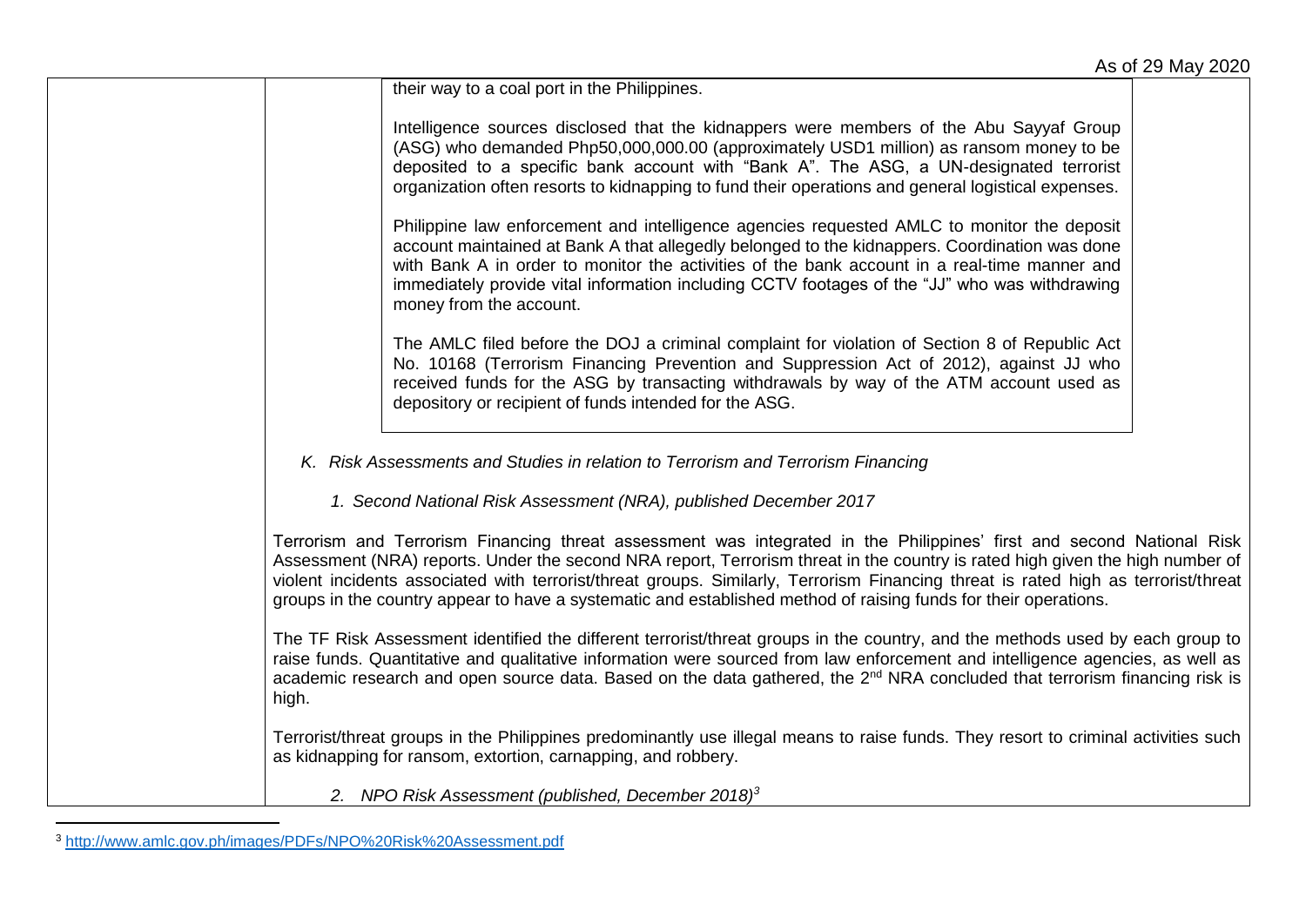their way to a coal port in the Philippines.

Intelligence sources disclosed that the kidnappers were members of the Abu Sayyaf Group (ASG) who demanded Php50,000,000.00 (approximately USD1 million) as ransom money to be deposited to a specific bank account with "Bank A". The ASG, a UN-designated terrorist organization often resorts to kidnapping to fund their operations and general logistical expenses.

Philippine law enforcement and intelligence agencies requested AMLC to monitor the deposit account maintained at Bank A that allegedly belonged to the kidnappers. Coordination was done with Bank A in order to monitor the activities of the bank account in a real-time manner and immediately provide vital information including CCTV footages of the "JJ" who was withdrawing money from the account.

The AMLC filed before the DOJ a criminal complaint for violation of Section 8 of Republic Act No. 10168 (Terrorism Financing Prevention and Suppression Act of 2012), against JJ who received funds for the ASG by transacting withdrawals by way of the ATM account used as depository or recipient of funds intended for the ASG.

*K. Risk Assessments and Studies in relation to Terrorism and Terrorism Financing*

*1. Second National Risk Assessment (NRA), published December 2017*

Terrorism and Terrorism Financing threat assessment was integrated in the Philippines' first and second National Risk Assessment (NRA) reports. Under the second NRA report, Terrorism threat in the country is rated high given the high number of violent incidents associated with terrorist/threat groups. Similarly, Terrorism Financing threat is rated high as terrorist/threat groups in the country appear to have a systematic and established method of raising funds for their operations.

The TF Risk Assessment identified the different terrorist/threat groups in the country, and the methods used by each group to raise funds. Quantitative and qualitative information were sourced from law enforcement and intelligence agencies, as well as academic research and open source data. Based on the data gathered, the 2nd NRA concluded that terrorism financing risk is high.

Terrorist/threat groups in the Philippines predominantly use illegal means to raise funds. They resort to criminal activities such as kidnapping for ransom, extortion, carnapping, and robbery.

*2. NPO Risk Assessment (published, December 2018)*[3]

[3] http://www.amlc.gov.ph/images/PDFs/NPO%20Risk%20Assessment.pdf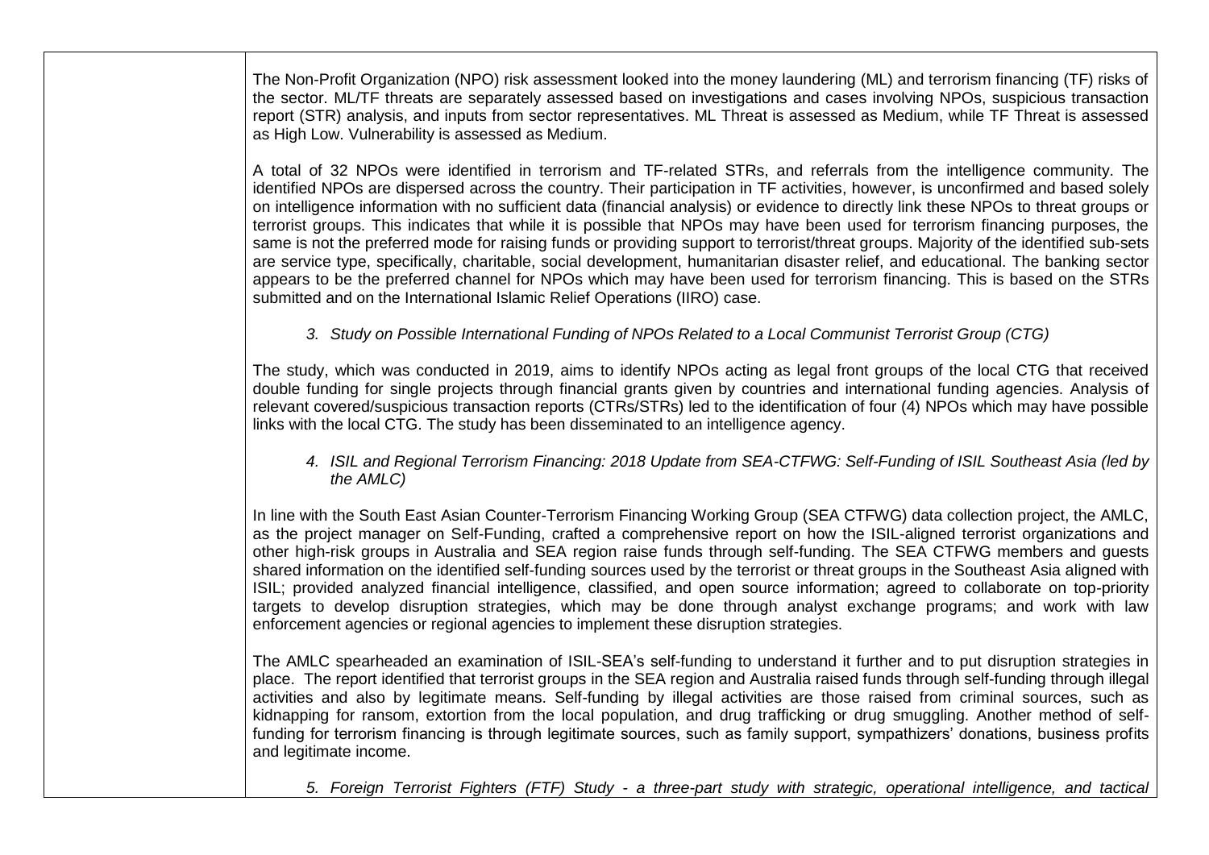The Non-Profit Organization (NPO) risk assessment looked into the money laundering (ML) and terrorism financing (TF) risks of the sector. ML/TF threats are separately assessed based on investigations and cases involving NPOs, suspicious transaction report (STR) analysis, and inputs from sector representatives. ML Threat is assessed as Medium, while TF Threat is assessed as High Low. Vulnerability is assessed as Medium.

A total of 32 NPOs were identified in terrorism and TF-related STRs, and referrals from the intelligence community. The identified NPOs are dispersed across the country. Their participation in TF activities, however, is unconfirmed and based solely on intelligence information with no sufficient data (financial analysis) or evidence to directly link these NPOs to threat groups or terrorist groups. This indicates that while it is possible that NPOs may have been used for terrorism financing purposes, the same is not the preferred mode for raising funds or providing support to terrorist/threat groups. Majority of the identified sub-sets are service type, specifically, charitable, social development, humanitarian disaster relief, and educational. The banking sector appears to be the preferred channel for NPOs which may have been used for terrorism financing. This is based on the STRs submitted and on the International Islamic Relief Operations (IIRO) case.

3. *Study on Possible International Funding of NPOs Related to a Local Communist Terrorist Group (CTG)*

The study, which was conducted in 2019, aims to identify NPOs acting as legal front groups of the local CTG that received double funding for single projects through financial grants given by countries and international funding agencies. Analysis of relevant covered/suspicious transaction reports (CTRs/STRs) led to the identification of four (4) NPOs which may have possible links with the local CTG. The study has been disseminated to an intelligence agency.

4. *ISIL and Regional Terrorism Financing: 2018 Update from SEA-CTFWG: Self-Funding of ISIL Southeast Asia (led by the AMLC)*

In line with the South East Asian Counter-Terrorism Financing Working Group (SEA CTFWG) data collection project, the AMLC, as the project manager on Self-Funding, crafted a comprehensive report on how the ISIL-aligned terrorist organizations and other high-risk groups in Australia and SEA region raise funds through self-funding. The SEA CTFWG members and guests shared information on the identified self-funding sources used by the terrorist or threat groups in the Southeast Asia aligned with ISIL; provided analyzed financial intelligence, classified, and open source information; agreed to collaborate on top-priority targets to develop disruption strategies, which may be done through analyst exchange programs; and work with law enforcement agencies or regional agencies to implement these disruption strategies.

The AMLC spearheaded an examination of ISIL-SEA's self-funding to understand it further and to put disruption strategies in place. The report identified that terrorist groups in the SEA region and Australia raised funds through self-funding through illegal activities and also by legitimate means. Self-funding by illegal activities are those raised from criminal sources, such as kidnapping for ransom, extortion from the local population, and drug trafficking or drug smuggling. Another method of self-funding for terrorism financing is through legitimate sources, such as family support, sympathizers' donations, business profits and legitimate income.

5. *Foreign Terrorist Fighters (FTF) Study - a three-part study with strategic, operational intelligence, and tactical*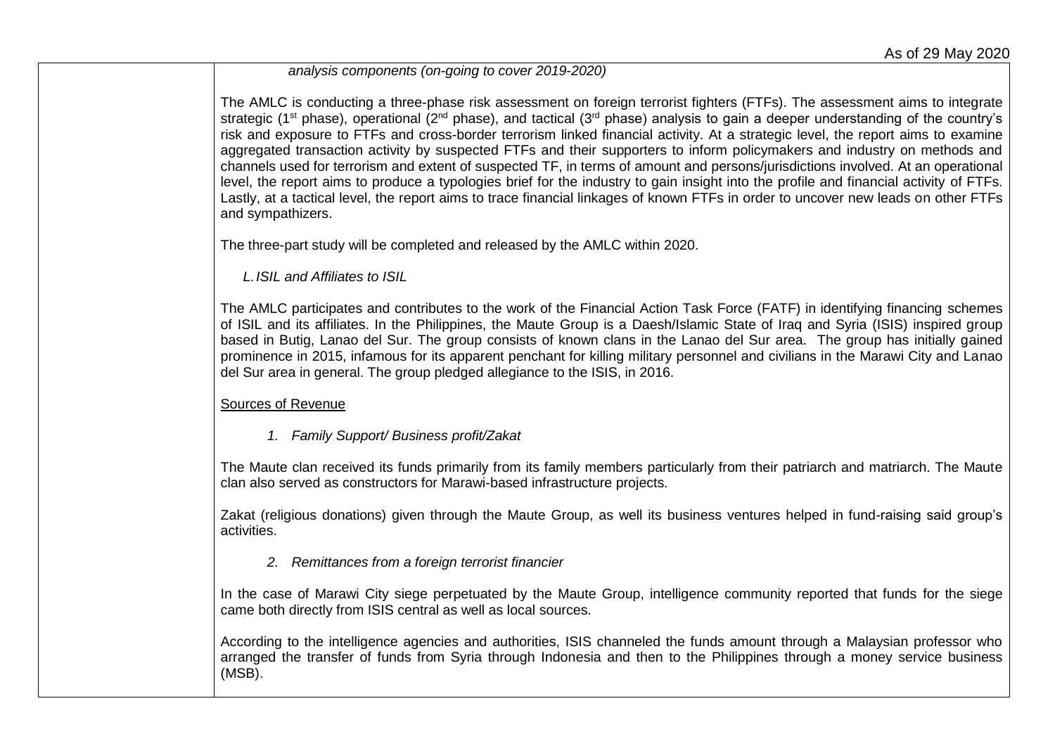*analysis components (on-going to cover 2019-2020)*

The AMLC is conducting a three-phase risk assessment on foreign terrorist fighters (FTFs). The assessment aims to integrate strategic (1st phase), operational (2nd phase), and tactical (3rd phase) analysis to gain a deeper understanding of the country's risk and exposure to FTFs and cross-border terrorism linked financial activity. At a strategic level, the report aims to examine aggregated transaction activity by suspected FTFs and their supporters to inform policymakers and industry on methods and channels used for terrorism and extent of suspected TF, in terms of amount and persons/jurisdictions involved. At an operational level, the report aims to produce a typologies brief for the industry to gain insight into the profile and financial activity of FTFs. Lastly, at a tactical level, the report aims to trace financial linkages of known FTFs in order to uncover new leads on other FTFs and sympathizers.

The three-part study will be completed and released by the AMLC within 2020.

*L. ISIL and Affiliates to ISIL*

The AMLC participates and contributes to the work of the Financial Action Task Force (FATF) in identifying financing schemes of ISIL and its affiliates. In the Philippines, the Maute Group is a Daesh/Islamic State of Iraq and Syria (ISIS) inspired group based in Butig, Lanao del Sur. The group consists of known clans in the Lanao del Sur area. The group has initially gained prominence in 2015, infamous for its apparent penchant for killing military personnel and civilians in the Marawi City and Lanao del Sur area in general. The group pledged allegiance to the ISIS, in 2016.

Sources of Revenue

1. *Family Support/ Business profit/Zakat*

The Maute clan received its funds primarily from its family members particularly from their patriarch and matriarch. The Maute clan also served as constructors for Marawi-based infrastructure projects.

Zakat (religious donations) given through the Maute Group, as well its business ventures helped in fund-raising said group's activities.

2. *Remittances from a foreign terrorist financier*

In the case of Marawi City siege perpetuated by the Maute Group, intelligence community reported that funds for the siege came both directly from ISIS central as well as local sources.

According to the intelligence agencies and authorities, ISIS channeled the funds amount through a Malaysian professor who arranged the transfer of funds from Syria through Indonesia and then to the Philippines through a money service business (MSB).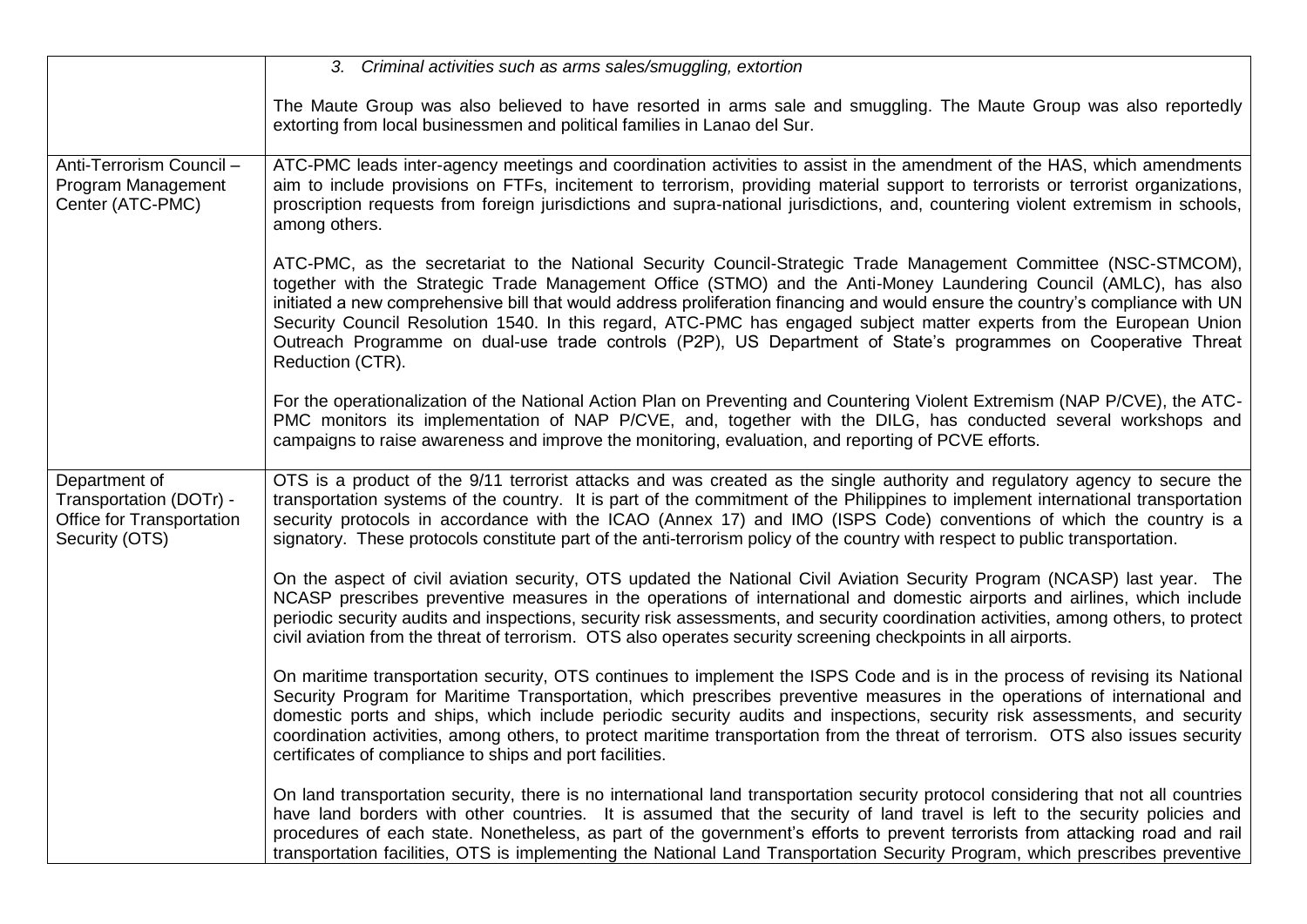| | |
|---|---|
| | *3. Criminal activities such as arms sales/smuggling, extortion*<br><br>The Maute Group was also believed to have resorted in arms sale and smuggling. The Maute Group was also reportedly extorting from local businessmen and political families in Lanao del Sur. |
| Anti-Terrorism Council – Program Management Center (ATC-PMC) | ATC-PMC leads inter-agency meetings and coordination activities to assist in the amendment of the HAS, which amendments aim to include provisions on FTFs, incitement to terrorism, providing material support to terrorists or terrorist organizations, proscription requests from foreign jurisdictions and supra-national jurisdictions, and, countering violent extremism in schools, among others.<br><br>ATC-PMC, as the secretariat to the National Security Council-Strategic Trade Management Committee (NSC-STMCOM), together with the Strategic Trade Management Office (STMO) and the Anti-Money Laundering Council (AMLC), has also initiated a new comprehensive bill that would address proliferation financing and would ensure the country's compliance with UN Security Council Resolution 1540. In this regard, ATC-PMC has engaged subject matter experts from the European Union Outreach Programme on dual-use trade controls (P2P), US Department of State's programmes on Cooperative Threat Reduction (CTR).<br><br>For the operationalization of the National Action Plan on Preventing and Countering Violent Extremism (NAP P/CVE), the ATC-PMC monitors its implementation of NAP P/CVE, and, together with the DILG, has conducted several workshops and campaigns to raise awareness and improve the monitoring, evaluation, and reporting of PCVE efforts. |
| Department of Transportation (DOTr) - Office for Transportation Security (OTS) | OTS is a product of the 9/11 terrorist attacks and was created as the single authority and regulatory agency to secure the transportation systems of the country. It is part of the commitment of the Philippines to implement international transportation security protocols in accordance with the ICAO (Annex 17) and IMO (ISPS Code) conventions of which the country is a signatory. These protocols constitute part of the anti-terrorism policy of the country with respect to public transportation.<br><br>On the aspect of civil aviation security, OTS updated the National Civil Aviation Security Program (NCASP) last year. The NCASP prescribes preventive measures in the operations of international and domestic airports and airlines, which include periodic security audits and inspections, security risk assessments, and security coordination activities, among others, to protect civil aviation from the threat of terrorism. OTS also operates security screening checkpoints in all airports.<br><br>On maritime transportation security, OTS continues to implement the ISPS Code and is in the process of revising its National Security Program for Maritime Transportation, which prescribes preventive measures in the operations of international and domestic ports and ships, which include periodic security audits and inspections, security risk assessments, and security coordination activities, among others, to protect maritime transportation from the threat of terrorism. OTS also issues security certificates of compliance to ships and port facilities.<br><br>On land transportation security, there is no international land transportation security protocol considering that not all countries have land borders with other countries. It is assumed that the security of land travel is left to the security policies and procedures of each state. Nonetheless, as part of the government's efforts to prevent terrorists from attacking road and rail transportation facilities, OTS is implementing the National Land Transportation Security Program, which prescribes preventive |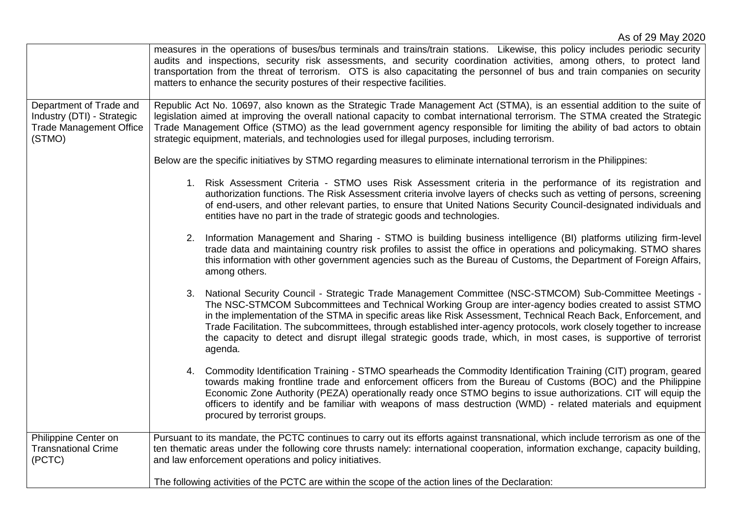As of 29 May 2020

| | |
|---|---|
| | measures in the operations of buses/bus terminals and trains/train stations. Likewise, this policy includes periodic security audits and inspections, security risk assessments, and security coordination activities, among others, to protect land transportation from the threat of terrorism. OTS is also capacitating the personnel of bus and train companies on security matters to enhance the security postures of their respective facilities. |
| Department of Trade and Industry (DTI) - Strategic Trade Management Office (STMO) | Republic Act No. 10697, also known as the Strategic Trade Management Act (STMA), is an essential addition to the suite of legislation aimed at improving the overall national capacity to combat international terrorism. The STMA created the Strategic Trade Management Office (STMO) as the lead government agency responsible for limiting the ability of bad actors to obtain strategic equipment, materials, and technologies used for illegal purposes, including terrorism.<br><br>Below are the specific initiatives by STMO regarding measures to eliminate international terrorism in the Philippines:<br><br>1. Risk Assessment Criteria - STMO uses Risk Assessment criteria in the performance of its registration and authorization functions. The Risk Assessment criteria involve layers of checks such as vetting of persons, screening of end-users, and other relevant parties, to ensure that United Nations Security Council-designated individuals and entities have no part in the trade of strategic goods and technologies.<br><br>2. Information Management and Sharing - STMO is building business intelligence (BI) platforms utilizing firm-level trade data and maintaining country risk profiles to assist the office in operations and policymaking. STMO shares this information with other government agencies such as the Bureau of Customs, the Department of Foreign Affairs, among others.<br><br>3. National Security Council - Strategic Trade Management Committee (NSC-STMCOM) Sub-Committee Meetings - The NSC-STMCOM Subcommittees and Technical Working Group are inter-agency bodies created to assist STMO in the implementation of the STMA in specific areas like Risk Assessment, Technical Reach Back, Enforcement, and Trade Facilitation. The subcommittees, through established inter-agency protocols, work closely together to increase the capacity to detect and disrupt illegal strategic goods trade, which, in most cases, is supportive of terrorist agenda.<br><br>4. Commodity Identification Training - STMO spearheads the Commodity Identification Training (CIT) program, geared towards making frontline trade and enforcement officers from the Bureau of Customs (BOC) and the Philippine Economic Zone Authority (PEZA) operationally ready once STMO begins to issue authorizations. CIT will equip the officers to identify and be familiar with weapons of mass destruction (WMD) - related materials and equipment procured by terrorist groups. |
| Philippine Center on Transnational Crime (PCTC) | Pursuant to its mandate, the PCTC continues to carry out its efforts against transnational, which include terrorism as one of the ten thematic areas under the following core thrusts namely: international cooperation, information exchange, capacity building, and law enforcement operations and policy initiatives.<br><br>The following activities of the PCTC are within the scope of the action lines of the Declaration: |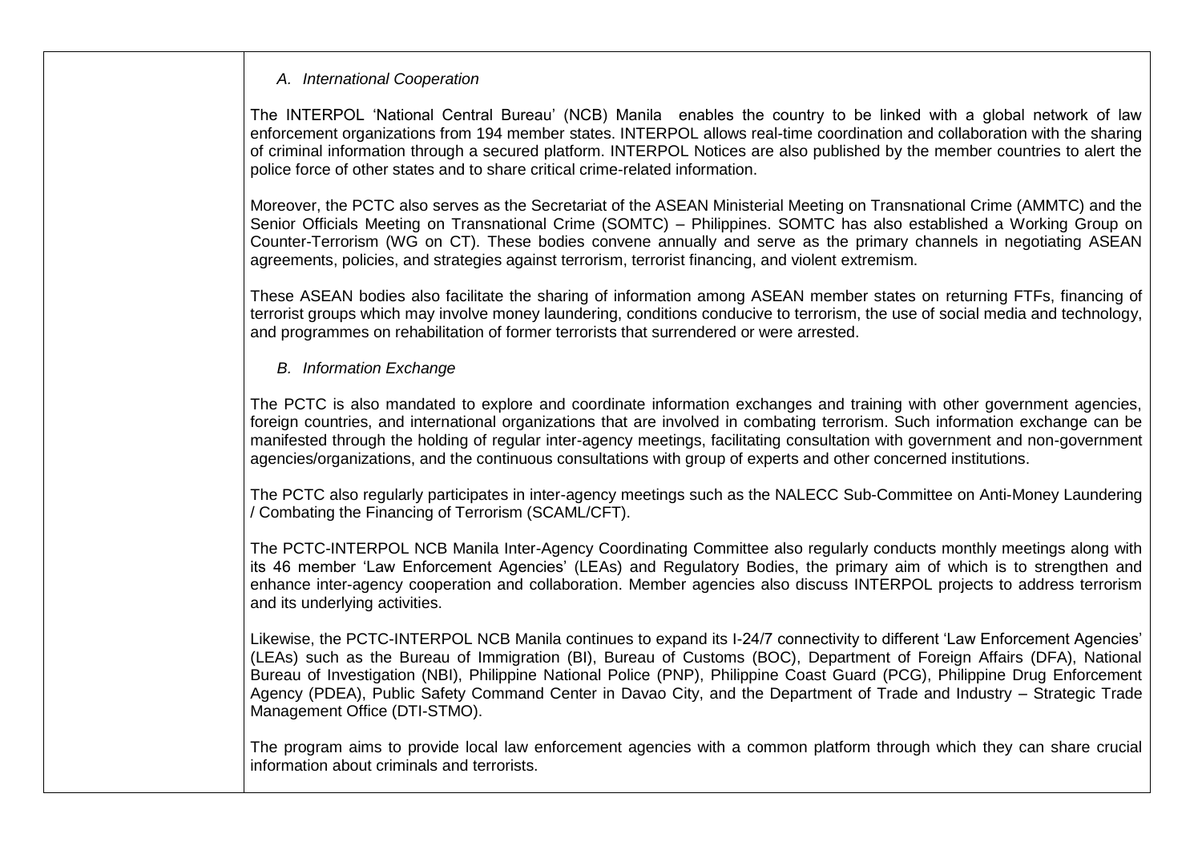### A. International Cooperation

The INTERPOL 'National Central Bureau' (NCB) Manila enables the country to be linked with a global network of law enforcement organizations from 194 member states. INTERPOL allows real-time coordination and collaboration with the sharing of criminal information through a secured platform. INTERPOL Notices are also published by the member countries to alert the police force of other states and to share critical crime-related information.

Moreover, the PCTC also serves as the Secretariat of the ASEAN Ministerial Meeting on Transnational Crime (AMMTC) and the Senior Officials Meeting on Transnational Crime (SOMTC) – Philippines. SOMTC has also established a Working Group on Counter-Terrorism (WG on CT). These bodies convene annually and serve as the primary channels in negotiating ASEAN agreements, policies, and strategies against terrorism, terrorist financing, and violent extremism.

These ASEAN bodies also facilitate the sharing of information among ASEAN member states on returning FTFs, financing of terrorist groups which may involve money laundering, conditions conducive to terrorism, the use of social media and technology, and programmes on rehabilitation of former terrorists that surrendered or were arrested.

### B. Information Exchange

The PCTC is also mandated to explore and coordinate information exchanges and training with other government agencies, foreign countries, and international organizations that are involved in combating terrorism. Such information exchange can be manifested through the holding of regular inter-agency meetings, facilitating consultation with government and non-government agencies/organizations, and the continuous consultations with group of experts and other concerned institutions.

The PCTC also regularly participates in inter-agency meetings such as the NALECC Sub-Committee on Anti-Money Laundering / Combating the Financing of Terrorism (SCAML/CFT).

The PCTC-INTERPOL NCB Manila Inter-Agency Coordinating Committee also regularly conducts monthly meetings along with its 46 member 'Law Enforcement Agencies' (LEAs) and Regulatory Bodies, the primary aim of which is to strengthen and enhance inter-agency cooperation and collaboration. Member agencies also discuss INTERPOL projects to address terrorism and its underlying activities.

Likewise, the PCTC-INTERPOL NCB Manila continues to expand its I-24/7 connectivity to different 'Law Enforcement Agencies' (LEAs) such as the Bureau of Immigration (BI), Bureau of Customs (BOC), Department of Foreign Affairs (DFA), National Bureau of Investigation (NBI), Philippine National Police (PNP), Philippine Coast Guard (PCG), Philippine Drug Enforcement Agency (PDEA), Public Safety Command Center in Davao City, and the Department of Trade and Industry – Strategic Trade Management Office (DTI-STMO).

The program aims to provide local law enforcement agencies with a common platform through which they can share crucial information about criminals and terrorists.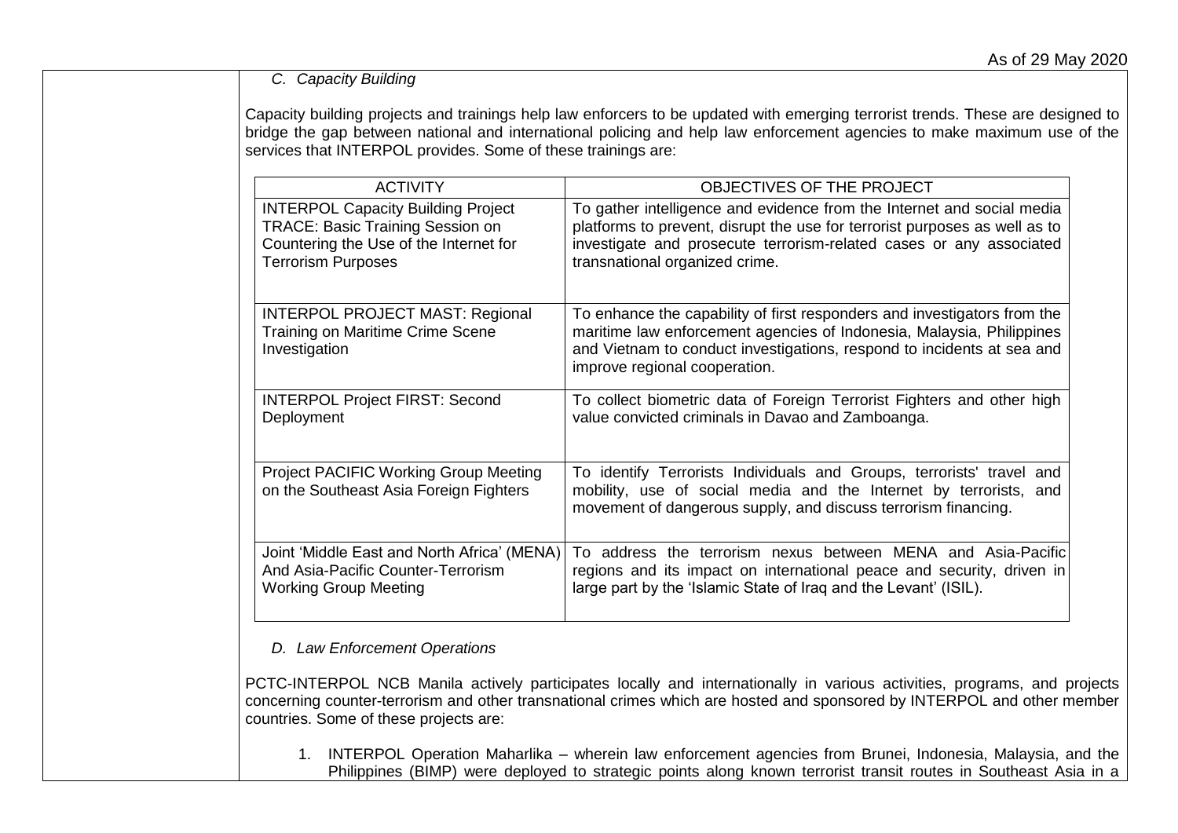*C. Capacity Building*

Capacity building projects and trainings help law enforcers to be updated with emerging terrorist trends. These are designed to bridge the gap between national and international policing and help law enforcement agencies to make maximum use of the services that INTERPOL provides. Some of these trainings are:

| ACTIVITY | OBJECTIVES OF THE PROJECT |
|---|---|
| INTERPOL Capacity Building Project TRACE: Basic Training Session on Countering the Use of the Internet for Terrorism Purposes | To gather intelligence and evidence from the Internet and social media platforms to prevent, disrupt the use for terrorist purposes as well as to investigate and prosecute terrorism-related cases or any associated transnational organized crime. |
| INTERPOL PROJECT MAST: Regional Training on Maritime Crime Scene Investigation | To enhance the capability of first responders and investigators from the maritime law enforcement agencies of Indonesia, Malaysia, Philippines and Vietnam to conduct investigations, respond to incidents at sea and improve regional cooperation. |
| INTERPOL Project FIRST: Second Deployment | To collect biometric data of Foreign Terrorist Fighters and other high value convicted criminals in Davao and Zamboanga. |
| Project PACIFIC Working Group Meeting on the Southeast Asia Foreign Fighters | To identify Terrorists Individuals and Groups, terrorists' travel and mobility, use of social media and the Internet by terrorists, and movement of dangerous supply, and discuss terrorism financing. |
| Joint 'Middle East and North Africa' (MENA) And Asia-Pacific Counter-Terrorism Working Group Meeting | To address the terrorism nexus between MENA and Asia-Pacific regions and its impact on international peace and security, driven in large part by the 'Islamic State of Iraq and the Levant' (ISIL). |

*D. Law Enforcement Operations*

PCTC-INTERPOL NCB Manila actively participates locally and internationally in various activities, programs, and projects concerning counter-terrorism and other transnational crimes which are hosted and sponsored by INTERPOL and other member countries. Some of these projects are:

1. INTERPOL Operation Maharlika – wherein law enforcement agencies from Brunei, Indonesia, Malaysia, and the Philippines (BIMP) were deployed to strategic points along known terrorist transit routes in Southeast Asia in a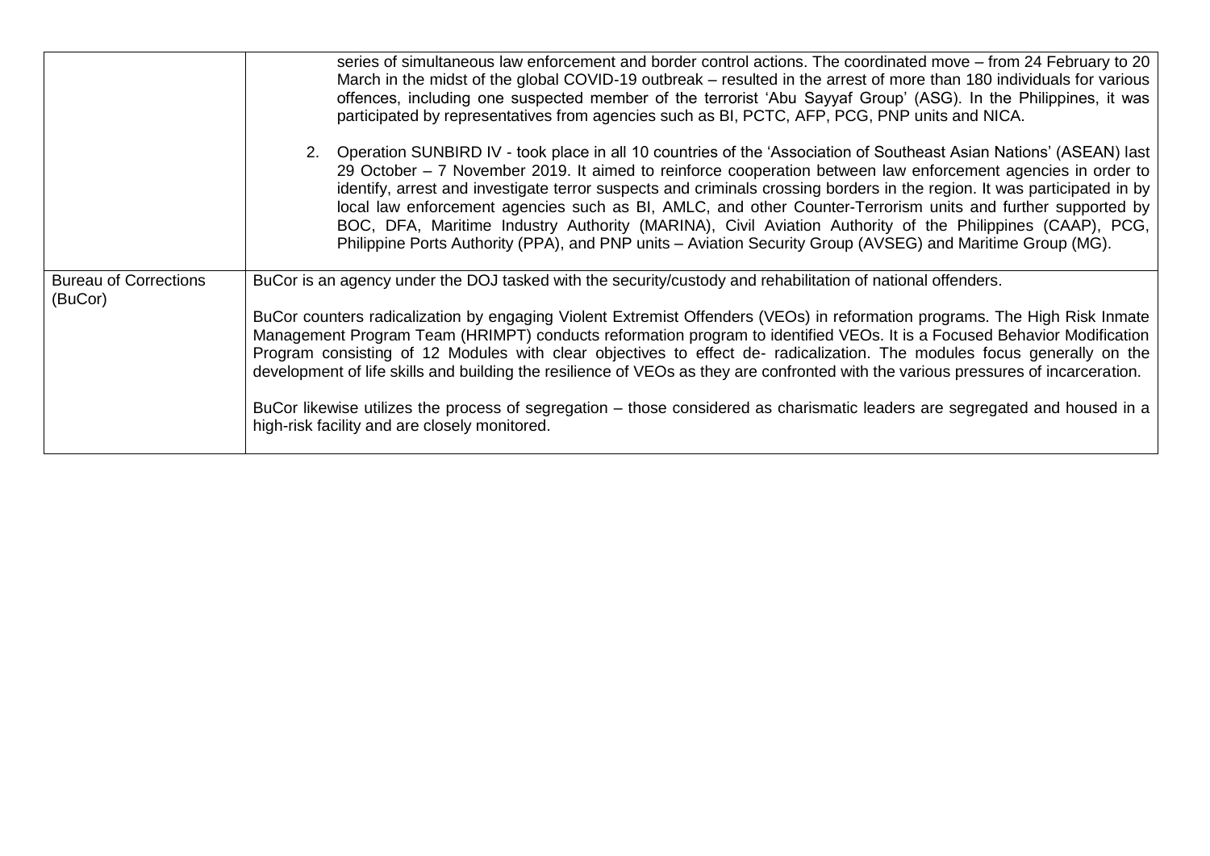| | |
|---|---|
| | series of simultaneous law enforcement and border control actions. The coordinated move – from 24 February to 20 March in the midst of the global COVID-19 outbreak – resulted in the arrest of more than 180 individuals for various offences, including one suspected member of the terrorist 'Abu Sayyaf Group' (ASG). In the Philippines, it was participated by representatives from agencies such as BI, PCTC, AFP, PCG, PNP units and NICA.<br><br>2. Operation SUNBIRD IV - took place in all 10 countries of the 'Association of Southeast Asian Nations' (ASEAN) last 29 October – 7 November 2019. It aimed to reinforce cooperation between law enforcement agencies in order to identify, arrest and investigate terror suspects and criminals crossing borders in the region. It was participated in by local law enforcement agencies such as BI, AMLC, and other Counter-Terrorism units and further supported by BOC, DFA, Maritime Industry Authority (MARINA), Civil Aviation Authority of the Philippines (CAAP), PCG, Philippine Ports Authority (PPA), and PNP units – Aviation Security Group (AVSEG) and Maritime Group (MG). |
| Bureau of Corrections (BuCor) | BuCor is an agency under the DOJ tasked with the security/custody and rehabilitation of national offenders.<br><br>BuCor counters radicalization by engaging Violent Extremist Offenders (VEOs) in reformation programs. The High Risk Inmate Management Program Team (HRIMPT) conducts reformation program to identified VEOs. It is a Focused Behavior Modification Program consisting of 12 Modules with clear objectives to effect de- radicalization. The modules focus generally on the development of life skills and building the resilience of VEOs as they are confronted with the various pressures of incarceration.<br><br>BuCor likewise utilizes the process of segregation – those considered as charismatic leaders are segregated and housed in a high-risk facility and are closely monitored. |